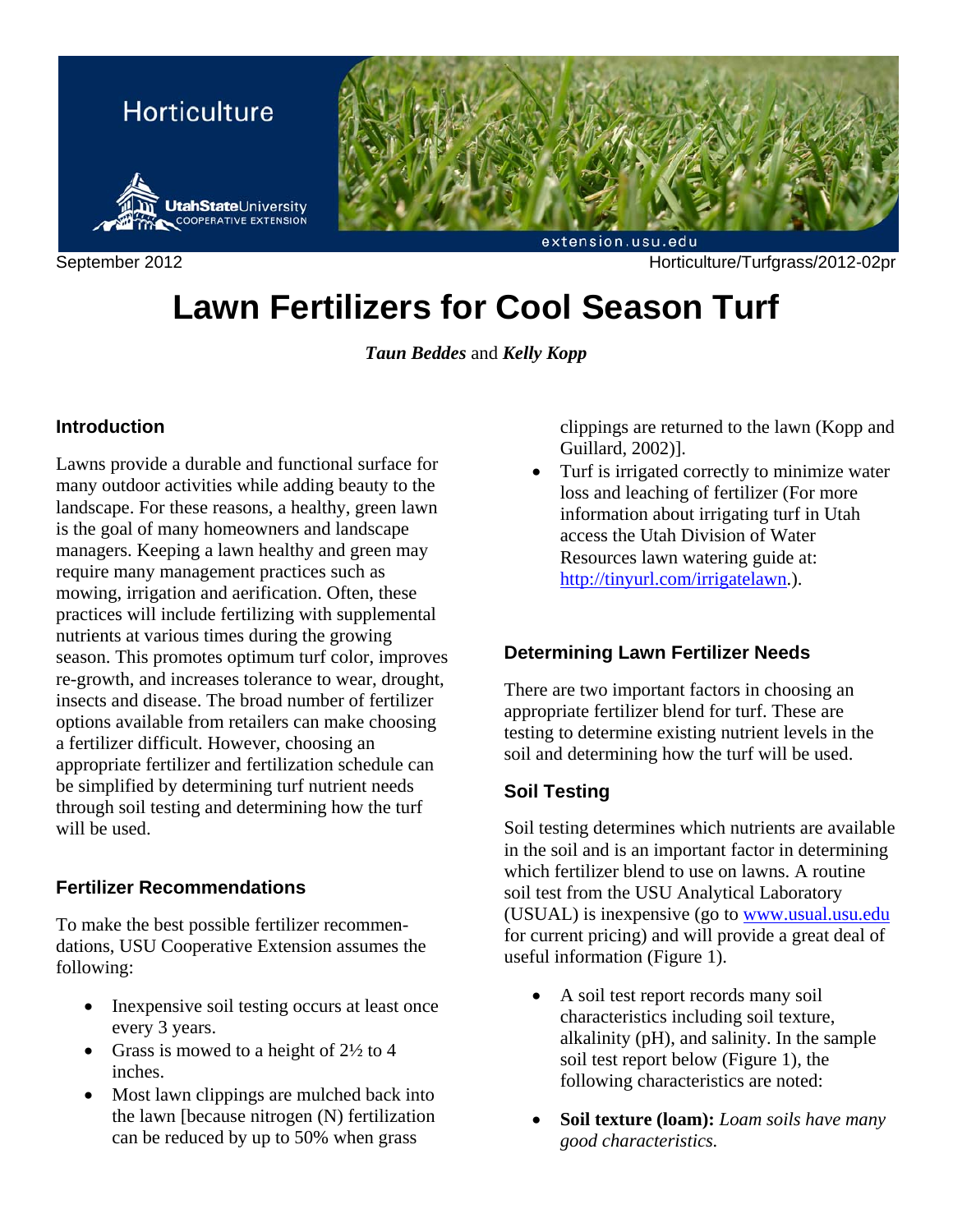Horticulture

September 2012 Horticulture/Turfgrass/2012-02pr

# Lawn Fertilizers for Cool Season Turf

***Taun Beddes*** *and* ***Kelly Kopp***

## Introduction

Lawns provide a durable and functional surface for many outdoor activities while adding beauty to the landscape. For these reasons, a healthy, green lawn is the goal of many homeowners and landscape managers. Keeping a lawn healthy and green may require many management practices such as mowing, irrigation and aerification. Often, these practices will include fertilizing with supplemental nutrients at various times during the growing season. This promotes optimum turf color, improves re-growth, and increases tolerance to wear, drought, insects and disease. The broad number of fertilizer options available from retailers can make choosing a fertilizer difficult. However, choosing an appropriate fertilizer and fertilization schedule can be simplified by determining turf nutrient needs through soil testing and determining how the turf will be used.

## Fertilizer Recommendations

To make the best possible fertilizer recommendations, USU Cooperative Extension assumes the following:

- Inexpensive soil testing occurs at least once every 3 years.
- Grass is mowed to a height of 2½ to 4 inches.
- Most lawn clippings are mulched back into the lawn [because nitrogen (N) fertilization can be reduced by up to 50% when grass clippings are returned to the lawn (Kopp and Guillard, 2002)].
- Turf is irrigated correctly to minimize water loss and leaching of fertilizer (For more information about irrigating turf in Utah access the Utah Division of Water Resources lawn watering guide at: http://tinyurl.com/irrigatelawn.).

## Determining Lawn Fertilizer Needs

There are two important factors in choosing an appropriate fertilizer blend for turf. These are testing to determine existing nutrient levels in the soil and determining how the turf will be used.

## Soil Testing

Soil testing determines which nutrients are available in the soil and is an important factor in determining which fertilizer blend to use on lawns. A routine soil test from the USU Analytical Laboratory (USUAL) is inexpensive (go to www.usual.usu.edu for current pricing) and will provide a great deal of useful information (Figure 1).

- A soil test report records many soil characteristics including soil texture, alkalinity (pH), and salinity. In the sample soil test report below (Figure 1), the following characteristics are noted:

- **Soil texture (loam):** *Loam soils have many good characteristics.*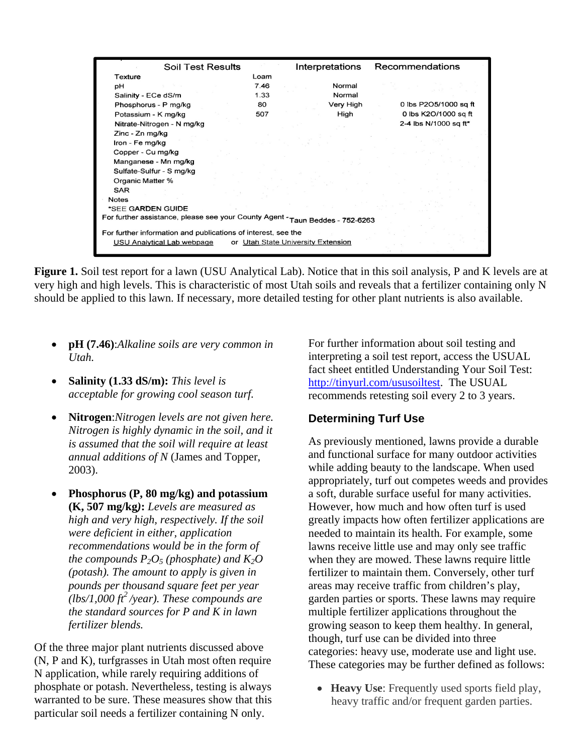| Soil Test Results | | Interpretations | Recommendations |
|---|---|---|---|
| Texture | Loam | | |
| pH | 7.46 | Normal | |
| Salinity - ECe dS/m | 1.33 | Normal | |
| Phosphorus - P mg/kg | 80 | Very High | 0 lbs P2O5/1000 sq ft |
| Potassium - K mg/kg | 507 | High | 0 lbs K2O/1000 sq ft |
| Nitrate-Nitrogen - N mg/kg | | | 2-4 lbs N/1000 sq ft* |
| Zinc - Zn mg/kg | | | |
| Iron - Fe mg/kg | | | |
| Copper - Cu mg/kg | | | |
| Manganese - Mn mg/kg | | | |
| Sulfate-Sulfur - S mg/kg | | | |
| Organic Matter % | | | |
| SAR | | | |

Notes
*SEE GARDEN GUIDE
For further assistance, please see your County Agent - Taun Beddes - 752-6263

For further information and publications of interest, see the
USU Analytical Lab webpage or Utah State University Extension

**Figure 1.** Soil test report for a lawn (USU Analytical Lab). Notice that in this soil analysis, P and K levels are at very high and high levels. This is characteristic of most Utah soils and reveals that a fertilizer containing only N should be applied to this lawn. If necessary, more detailed testing for other plant nutrients is also available.

- **pH (7.46)**:*Alkaline soils are very common in Utah.*
- **Salinity (1.33 dS/m):** *This level is acceptable for growing cool season turf.*
- **Nitrogen**:*Nitrogen levels are not given here. Nitrogen is highly dynamic in the soil, and it is assumed that the soil will require at least annual additions of N* (James and Topper, 2003).
- **Phosphorus (P, 80 mg/kg) and potassium (K, 507 mg/kg):** *Levels are measured as high and very high, respectively. If the soil were deficient in either, application recommendations would be in the form of the compounds $P_2O_5$ (phosphate) and $K_2O$ (potash). The amount to apply is given in pounds per thousand square feet per year (lbs/1,000 $ft^2$/year). These compounds are the standard sources for P and K in lawn fertilizer blends.*

Of the three major plant nutrients discussed above (N, P and K), turfgrasses in Utah most often require N application, while rarely requiring additions of phosphate or potash. Nevertheless, testing is always warranted to be sure. These measures show that this particular soil needs a fertilizer containing N only.

For further information about soil testing and interpreting a soil test report, access the USUAL fact sheet entitled Understanding Your Soil Test: http://tinyurl.com/ususoiltest. The USUAL recommends retesting soil every 2 to 3 years.

## Determining Turf Use

As previously mentioned, lawns provide a durable and functional surface for many outdoor activities while adding beauty to the landscape. When used appropriately, turf out competes weeds and provides a soft, durable surface useful for many activities. However, how much and how often turf is used greatly impacts how often fertilizer applications are needed to maintain its health. For example, some lawns receive little use and may only see traffic when they are mowed. These lawns require little fertilizer to maintain them. Conversely, other turf areas may receive traffic from children's play, garden parties or sports. These lawns may require multiple fertilizer applications throughout the growing season to keep them healthy. In general, though, turf use can be divided into three categories: heavy use, moderate use and light use. These categories may be further defined as follows:

- **Heavy Use**: Frequently used sports field play, heavy traffic and/or frequent garden parties.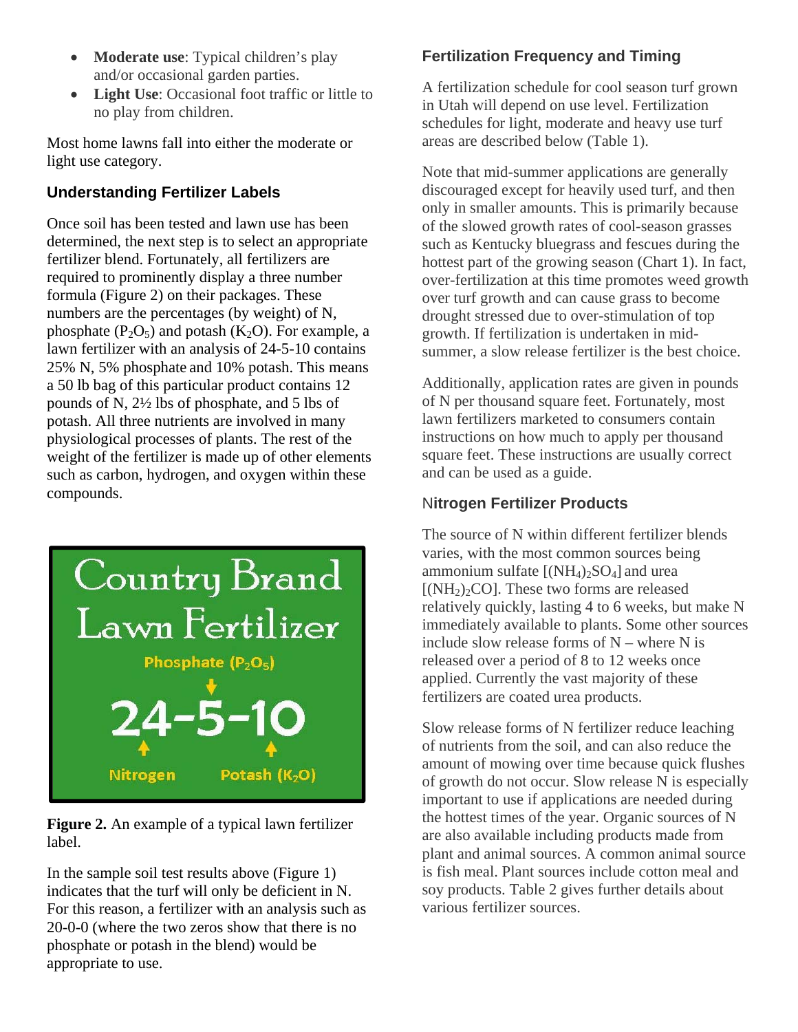- **Moderate use**: Typical children's play and/or occasional garden parties.
- **Light Use**: Occasional foot traffic or little to no play from children.

Most home lawns fall into either the moderate or light use category.

### Understanding Fertilizer Labels

Once soil has been tested and lawn use has been determined, the next step is to select an appropriate fertilizer blend. Fortunately, all fertilizers are required to prominently display a three number formula (Figure 2) on their packages. These numbers are the percentages (by weight) of N, phosphate ($P_2O_5$) and potash ($K_2O$). For example, a lawn fertilizer with an analysis of 24-5-10 contains 25% N, 5% phosphate and 10% potash. This means a 50 lb bag of this particular product contains 12 pounds of N, 2½ lbs of phosphate, and 5 lbs of potash. All three nutrients are involved in many physiological processes of plants. The rest of the weight of the fertilizer is made up of other elements such as carbon, hydrogen, and oxygen within these compounds.

Country Brand Lawn Fertilizer

Phosphate ($P_2O_5$)

24-5-10

Nitrogen    Potash ($K_2O$)

**Figure 2.** An example of a typical lawn fertilizer label.

In the sample soil test results above (Figure 1) indicates that the turf will only be deficient in N. For this reason, a fertilizer with an analysis such as 20-0-0 (where the two zeros show that there is no phosphate or potash in the blend) would be appropriate to use.

### Fertilization Frequency and Timing

A fertilization schedule for cool season turf grown in Utah will depend on use level. Fertilization schedules for light, moderate and heavy use turf areas are described below (Table 1).

Note that mid-summer applications are generally discouraged except for heavily used turf, and then only in smaller amounts. This is primarily because of the slowed growth rates of cool-season grasses such as Kentucky bluegrass and fescues during the hottest part of the growing season (Chart 1). In fact, over-fertilization at this time promotes weed growth over turf growth and can cause grass to become drought stressed due to over-stimulation of top growth. If fertilization is undertaken in mid-summer, a slow release fertilizer is the best choice.

Additionally, application rates are given in pounds of N per thousand square feet. Fortunately, most lawn fertilizers marketed to consumers contain instructions on how much to apply per thousand square feet. These instructions are usually correct and can be used as a guide.

### Nitrogen Fertilizer Products

The source of N within different fertilizer blends varies, with the most common sources being ammonium sulfate [$(NH_4)_2SO_4$] and urea [$(NH_2)_2CO$]. These two forms are released relatively quickly, lasting 4 to 6 weeks, but make N immediately available to plants. Some other sources include slow release forms of N – where N is released over a period of 8 to 12 weeks once applied. Currently the vast majority of these fertilizers are coated urea products.

Slow release forms of N fertilizer reduce leaching of nutrients from the soil, and can also reduce the amount of mowing over time because quick flushes of growth do not occur. Slow release N is especially important to use if applications are needed during the hottest times of the year. Organic sources of N are also available including products made from plant and animal sources. A common animal source is fish meal. Plant sources include cotton meal and soy products. Table 2 gives further details about various fertilizer sources.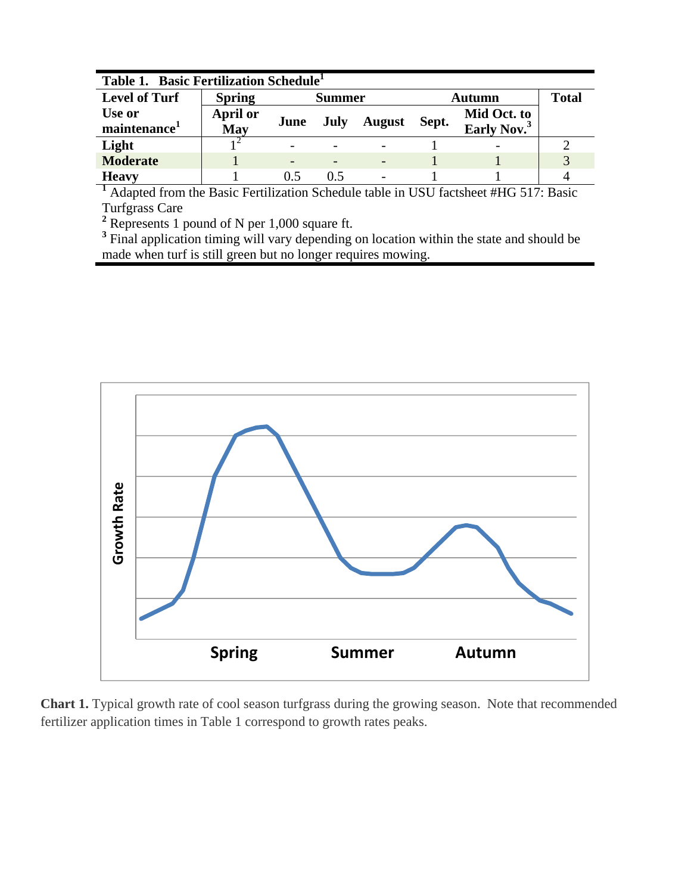**Table 1. Basic Fertilization Schedule[1]**

| Level of Turf Use or maintenance[1] | Spring | Summer | | | Autumn | | Total |
|---|---|---|---|---|---|---|---|
| | April or May | June | July | August | Sept. | Mid Oct. to Early Nov.[3] | |
| **Light** | 1[2] | - | - | - | 1 | - | 2 |
| **Moderate** | 1 | - | - | - | 1 | 1 | 3 |
| **Heavy** | 1 | 0.5 | 0.5 | - | 1 | 1 | 4 |

[1] Adapted from the Basic Fertilization Schedule table in USU factsheet #HG 517: Basic Turfgrass Care

[2] Represents 1 pound of N per 1,000 square ft.

[3] Final application timing will vary depending on location within the state and should be made when turf is still green but no longer requires mowing.

**Chart 1.** Typical growth rate of cool season turfgrass during the growing season. Note that recommended fertilizer application times in Table 1 correspond to growth rates peaks.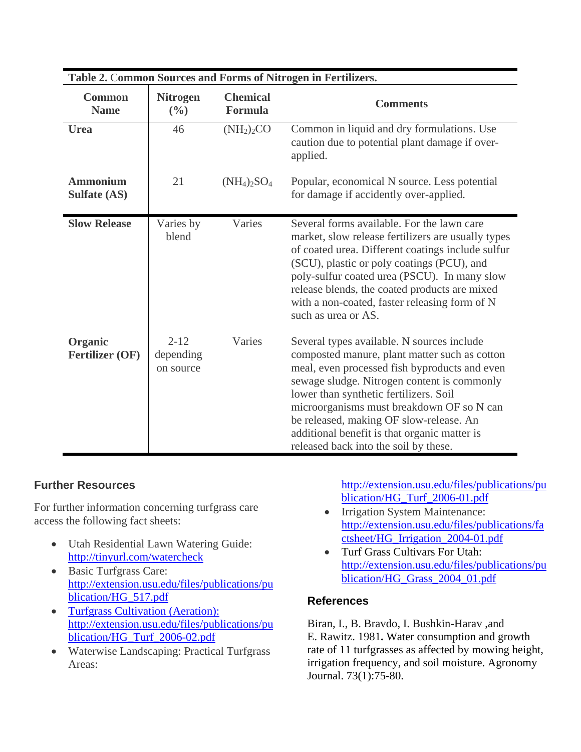**Table 2. Common Sources and Forms of Nitrogen in Fertilizers.**

| Common Name | Nitrogen (%) | Chemical Formula | Comments |
|---|---|---|---|
| **Urea** | 46 | $(NH_2)_2CO$ | Common in liquid and dry formulations. Use caution due to potential plant damage if over-applied. |
| **Ammonium Sulfate (AS)** | 21 | $(NH_4)_2SO_4$ | Popular, economical N source. Less potential for damage if accidently over-applied. |
| **Slow Release** | Varies by blend | Varies | Several forms available. For the lawn care market, slow release fertilizers are usually types of coated urea. Different coatings include sulfur (SCU), plastic or poly coatings (PCU), and poly-sulfur coated urea (PSCU). In many slow release blends, the coated products are mixed with a non-coated, faster releasing form of N such as urea or AS. |
| **Organic Fertilizer (OF)** | 2-12 depending on source | Varies | Several types available. N sources include composted manure, plant matter such as cotton meal, even processed fish byproducts and even sewage sludge. Nitrogen content is commonly lower than synthetic fertilizers. Soil microorganisms must breakdown OF so N can be released, making OF slow-release. An additional benefit is that organic matter is released back into the soil by these. |

## Further Resources

For further information concerning turfgrass care access the following fact sheets:

- Utah Residential Lawn Watering Guide: http://tinyurl.com/watercheck
- Basic Turfgrass Care: http://extension.usu.edu/files/publications/publication/HG_517.pdf
- Turfgrass Cultivation (Aeration): http://extension.usu.edu/files/publications/publication/HG_Turf_2006-02.pdf
- Waterwise Landscaping: Practical Turfgrass Areas: http://extension.usu.edu/files/publications/publication/HG_Turf_2006-01.pdf
- Irrigation System Maintenance: http://extension.usu.edu/files/publications/factsheet/HG_Irrigation_2004-01.pdf
- Turf Grass Cultivars For Utah: http://extension.usu.edu/files/publications/publication/HG_Grass_2004_01.pdf

## References

Biran, I., B. Bravdo, I. Bushkin-Harav ,and E. Rawitz. 1981**.** Water consumption and growth rate of 11 turfgrasses as affected by mowing height, irrigation frequency, and soil moisture. Agronomy Journal. 73(1):75-80.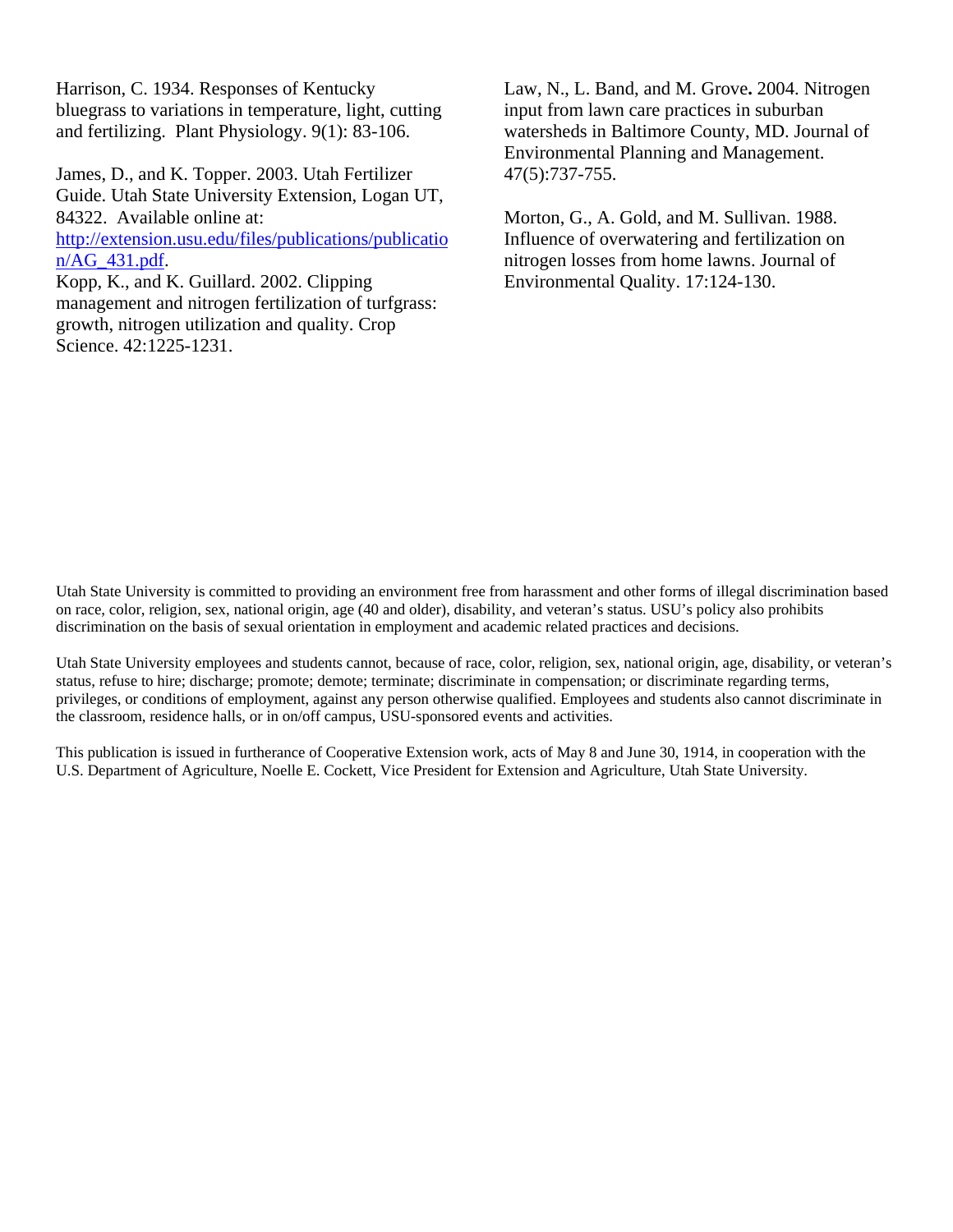Harrison, C. 1934. Responses of Kentucky bluegrass to variations in temperature, light, cutting and fertilizing. Plant Physiology. 9(1): 83-106.

James, D., and K. Topper. 2003. Utah Fertilizer Guide. Utah State University Extension, Logan UT, 84322. Available online at: http://extension.usu.edu/files/publications/publication/AG_431.pdf.

Kopp, K., and K. Guillard. 2002. Clipping management and nitrogen fertilization of turfgrass: growth, nitrogen utilization and quality. Crop Science. 42:1225-1231.

Law, N., L. Band, and M. Grove**.** 2004. Nitrogen input from lawn care practices in suburban watersheds in Baltimore County, MD. Journal of Environmental Planning and Management. 47(5):737-755.

Morton, G., A. Gold, and M. Sullivan. 1988. Influence of overwatering and fertilization on nitrogen losses from home lawns. Journal of Environmental Quality. 17:124-130.

Utah State University is committed to providing an environment free from harassment and other forms of illegal discrimination based on race, color, religion, sex, national origin, age (40 and older), disability, and veteran's status. USU's policy also prohibits discrimination on the basis of sexual orientation in employment and academic related practices and decisions.

Utah State University employees and students cannot, because of race, color, religion, sex, national origin, age, disability, or veteran's status, refuse to hire; discharge; promote; demote; terminate; discriminate in compensation; or discriminate regarding terms, privileges, or conditions of employment, against any person otherwise qualified. Employees and students also cannot discriminate in the classroom, residence halls, or in on/off campus, USU-sponsored events and activities.

This publication is issued in furtherance of Cooperative Extension work, acts of May 8 and June 30, 1914, in cooperation with the U.S. Department of Agriculture, Noelle E. Cockett, Vice President for Extension and Agriculture, Utah State University.